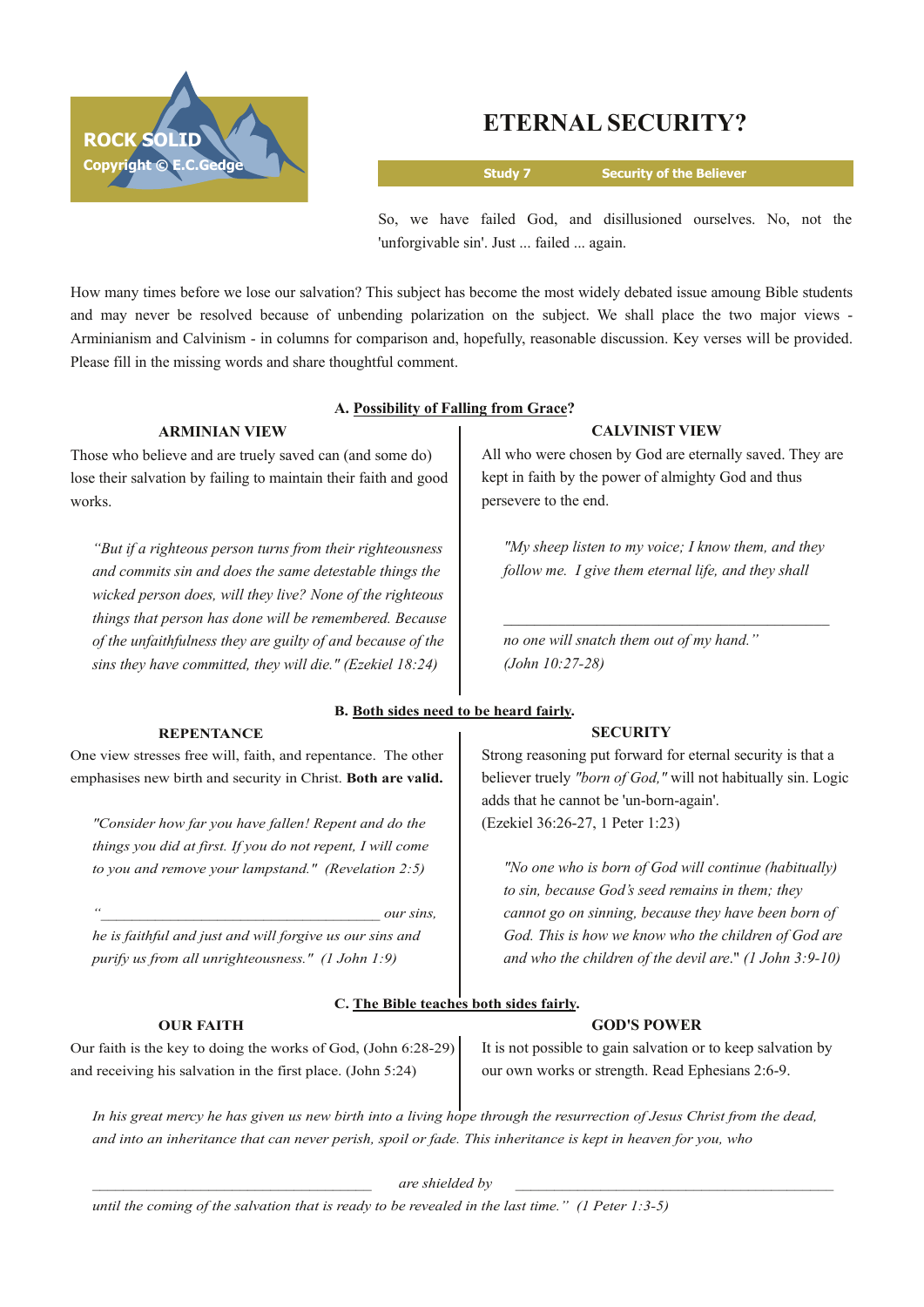ROCK SOLID
Copyright © E.C.Gedge

# ETERNAL SECURITY?

**Study 7** **Security of the Believer**

So, we have failed God, and disillusioned ourselves. No, not the 'unforgivable sin'. Just ... failed ... again.

How many times before we lose our salvation? This subject has become the most widely debated issue amoung Bible students and may never be resolved because of unbending polarization on the subject. We shall place the two major views - Arminianism and Calvinism - in columns for comparison and, hopefully, reasonable discussion. Key verses will be provided. Please fill in the missing words and share thoughtful comment.

## A. Possibility of Falling from Grace?

### ARMINIAN VIEW

Those who believe and are truely saved can (and some do) lose their salvation by failing to maintain their faith and good works.

*"But if a righteous person turns from their righteousness and commits sin and does the same detestable things the wicked person does, will they live? None of the righteous things that person has done will be remembered. Because of the unfaithfulness they are guilty of and because of the sins they have committed, they will die." (Ezekiel 18:24)*

### CALVINIST VIEW

All who were chosen by God are eternally saved. They are kept in faith by the power of almighty God and thus persevere to the end.

*"My sheep listen to my voice; I know them, and they follow me. I give them eternal life, and they shall*

*______________________________________________*

*no one will snatch them out of my hand." (John 10:27-28)*

## B. Both sides need to be heard fairly.

### REPENTANCE

One view stresses free will, faith, and repentance. The other emphasises new birth and security in Christ. **Both are valid.**

*"Consider how far you have fallen! Repent and do the things you did at first. If you do not repent, I will come to you and remove your lampstand." (Revelation 2:5)*

*"_______________________________________ our sins, he is faithful and just and will forgive us our sins and purify us from all unrighteousness." (1 John 1:9)*

### SECURITY

Strong reasoning put forward for eternal security is that a believer truely *"born of God,"* will not habitually sin. Logic adds that he cannot be 'un-born-again'.
(Ezekiel 36:26-27, 1 Peter 1:23)

*"No one who is born of God will continue (habitually) to sin, because God's seed remains in them; they cannot go on sinning, because they have been born of God. This is how we know who the children of God are and who the children of the devil are." (1 John 3:9-10)*

## C. The Bible teaches both sides fairly.

### OUR FAITH

Our faith is the key to doing the works of God, (John 6:28-29) and receiving his salvation in the first place. (John 5:24)

### GOD'S POWER

It is not possible to gain salvation or to keep salvation by our own works or strength. Read Ephesians 2:6-9.

*In his great mercy he has given us new birth into a living hope through the resurrection of Jesus Christ from the dead, and into an inheritance that can never perish, spoil or fade. This inheritance is kept in heaven for you, who*

*______________________________________ are shielded by ____________________________________________*

*until the coming of the salvation that is ready to be revealed in the last time." (1 Peter 1:3-5)*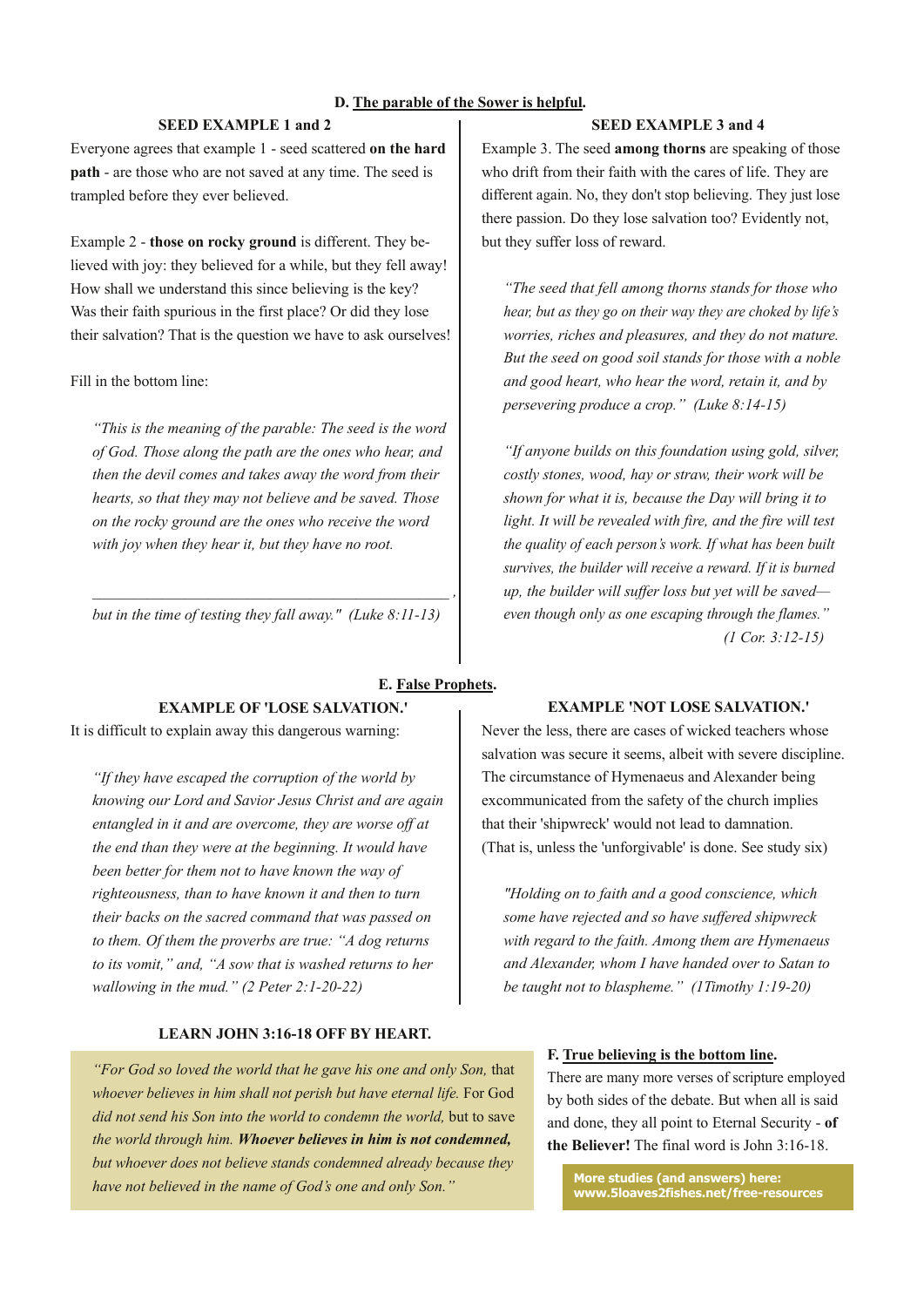## D. The parable of the Sower is helpful.

### SEED EXAMPLE 1 and 2

Everyone agrees that example 1 - seed scattered **on the hard path** - are those who are not saved at any time. The seed is trampled before they ever believed.

Example 2 - **those on rocky ground** is different. They believed with joy: they believed for a while, but they fell away! How shall we understand this since believing is the key? Was their faith spurious in the first place? Or did they lose their salvation? That is the question we have to ask ourselves!

Fill in the bottom line:

> *"This is the meaning of the parable: The seed is the word of God. Those along the path are the ones who hear, and then the devil comes and takes away the word from their hearts, so that they may not believe and be saved. Those on the rocky ground are the ones who receive the word with joy when they hear it, but they have no root.*
>
> *_______________________________________________ ,*
>
> *but in the time of testing they fall away." (Luke 8:11-13)*

### SEED EXAMPLE 3 and 4

Example 3. The seed **among thorns** are speaking of those who drift from their faith with the cares of life. They are different again. No, they don't stop believing. They just lose there passion. Do they lose salvation too? Evidently not, but they suffer loss of reward.

> *"The seed that fell among thorns stands for those who hear, but as they go on their way they are choked by life's worries, riches and pleasures, and they do not mature. But the seed on good soil stands for those with a noble and good heart, who hear the word, retain it, and by persevering produce a crop." (Luke 8:14-15)*

> *"If anyone builds on this foundation using gold, silver, costly stones, wood, hay or straw, their work will be shown for what it is, because the Day will bring it to light. It will be revealed with fire, and the fire will test the quality of each person's work. If what has been built survives, the builder will receive a reward. If it is burned up, the builder will suffer loss but yet will be saved— even though only as one escaping through the flames."*
> *(1 Cor. 3:12-15)*

## E. False Prophets.

### EXAMPLE OF 'LOSE SALVATION.'

It is difficult to explain away this dangerous warning:

> *"If they have escaped the corruption of the world by knowing our Lord and Savior Jesus Christ and are again entangled in it and are overcome, they are worse off at the end than they were at the beginning. It would have been better for them not to have known the way of righteousness, than to have known it and then to turn their backs on the sacred command that was passed on to them. Of them the proverbs are true: "A dog returns to its vomit," and, "A sow that is washed returns to her wallowing in the mud." (2 Peter 2:1-20-22)*

### EXAMPLE 'NOT LOSE SALVATION.'

Never the less, there are cases of wicked teachers whose salvation was secure it seems, albeit with severe discipline. The circumstance of Hymenaeus and Alexander being excommunicated from the safety of the church implies that their 'shipwreck' would not lead to damnation. (That is, unless the 'unforgivable' is done. See study six)

> *"Holding on to faith and a good conscience, which some have rejected and so have suffered shipwreck with regard to the faith. Among them are Hymenaeus and Alexander, whom I have handed over to Satan to be taught not to blaspheme." (1Timothy 1:19-20)*

### LEARN JOHN 3:16-18 OFF BY HEART.

> *"For God so loved the world that he gave his one and only Son,* that *whoever believes in him shall not perish but have eternal life.* For God *did not send his Son into the world to condemn the world,* but to save *the world through him.* ***Whoever believes in him is not condemned,*** *but whoever does not believe stands condemned already because they have not believed in the name of God's one and only Son."*

## F. True believing is the bottom line.

There are many more verses of scripture employed by both sides of the debate. But when all is said and done, they all point to Eternal Security - **of the Believer!** The final word is John 3:16-18.

**More studies (and answers) here: www.5loaves2fishes.net/free-resources**